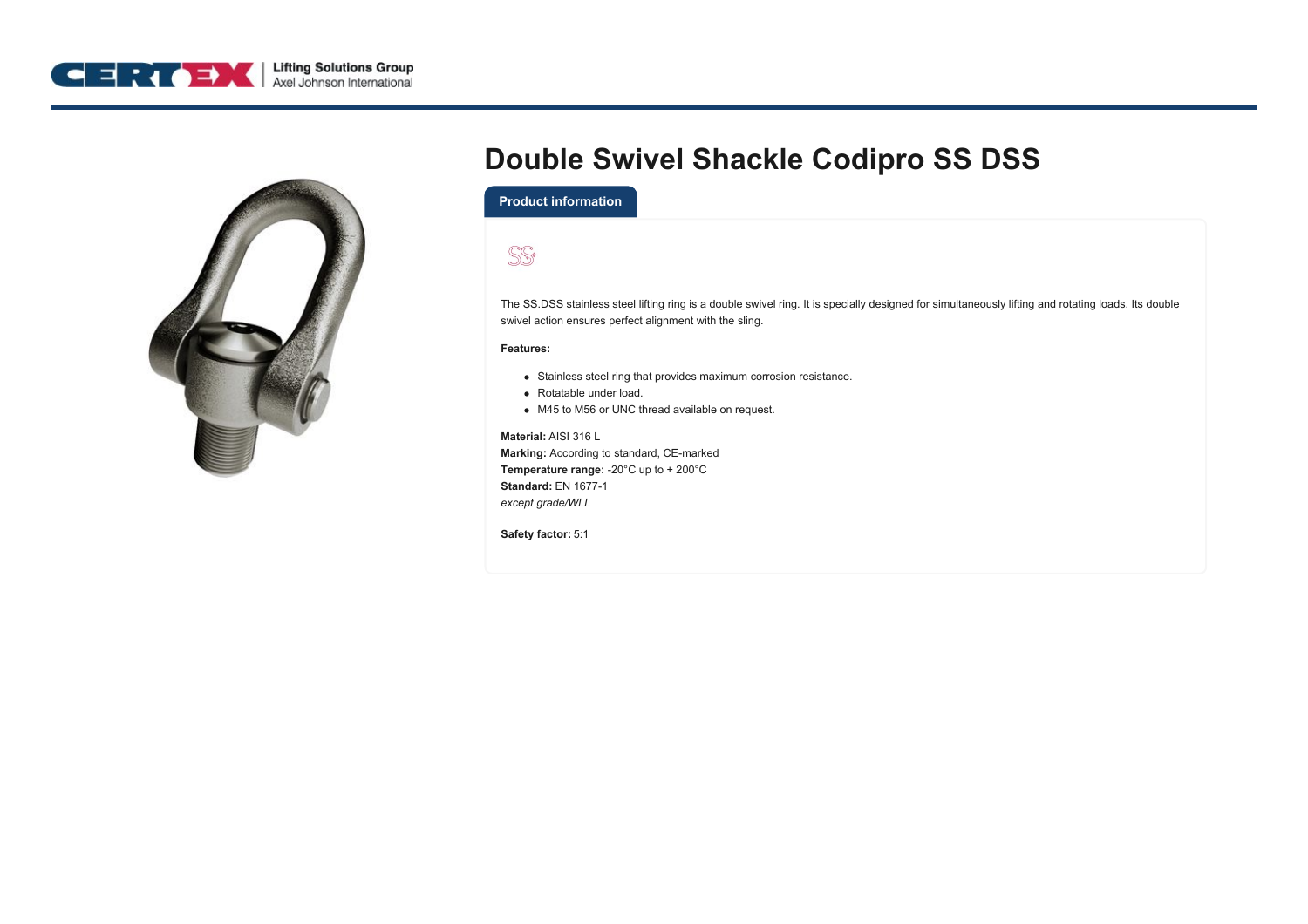# Double Swivel Shackle Codipro SS DSS

## Product information

The SS.DSS stainless steel lifting ring is a double swivel ring. It is specially designed for simultaneously lifting and rotating loads. Its double swivel action ensures perfect alignment with the sling.

**Features:**

- Stainless steel ring that provides maximum corrosion resistance.
- Rotatable under load.
- M45 to M56 or UNC thread available on request.

**Material:** AISI 316 L
**Marking:** According to standard, CE-marked
**Temperature range:** -20°C up to + 200°C
**Standard:** EN 1677-1
*except grade/WLL*

**Safety factor:** 5:1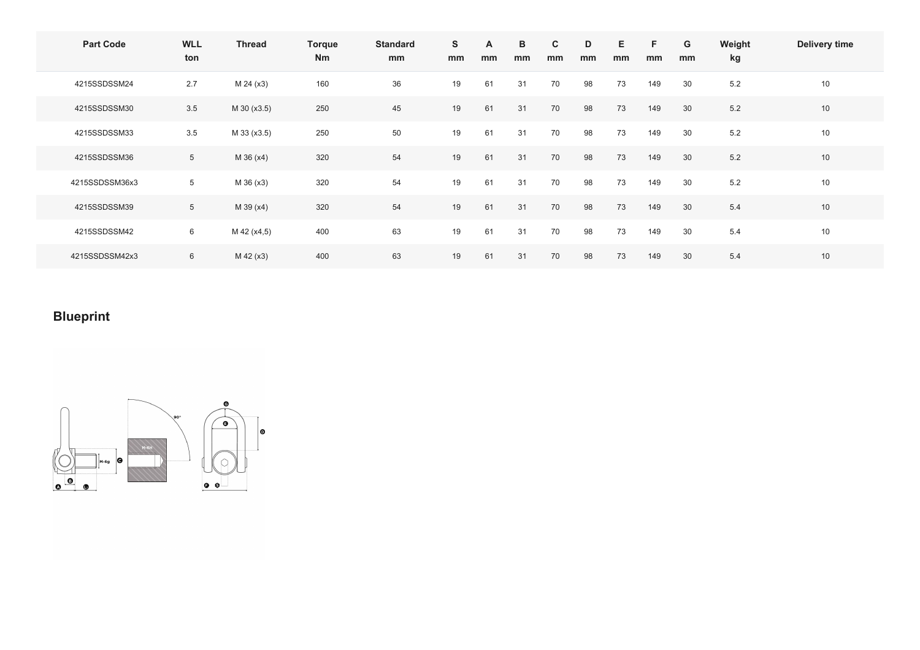| Part Code | WLL ton | Thread | Torque Nm | Standard mm | S mm | A mm | B mm | C mm | D mm | E mm | F mm | G mm | Weight kg | Delivery time |
|---|---|---|---|---|---|---|---|---|---|---|---|---|---|---|
| 4215SSDSSM24 | 2.7 | M 24 (x3) | 160 | 36 | 19 | 61 | 31 | 70 | 98 | 73 | 149 | 30 | 5.2 | 10 |
| 4215SSDSSM30 | 3.5 | M 30 (x3.5) | 250 | 45 | 19 | 61 | 31 | 70 | 98 | 73 | 149 | 30 | 5.2 | 10 |
| 4215SSDSSM33 | 3.5 | M 33 (x3.5) | 250 | 50 | 19 | 61 | 31 | 70 | 98 | 73 | 149 | 30 | 5.2 | 10 |
| 4215SSDSSM36 | 5 | M 36 (x4) | 320 | 54 | 19 | 61 | 31 | 70 | 98 | 73 | 149 | 30 | 5.2 | 10 |
| 4215SSDSSM36x3 | 5 | M 36 (x3) | 320 | 54 | 19 | 61 | 31 | 70 | 98 | 73 | 149 | 30 | 5.2 | 10 |
| 4215SSDSSM39 | 5 | M 39 (x4) | 320 | 54 | 19 | 61 | 31 | 70 | 98 | 73 | 149 | 30 | 5.4 | 10 |
| 4215SSDSSM42 | 6 | M 42 (x4,5) | 400 | 63 | 19 | 61 | 31 | 70 | 98 | 73 | 149 | 30 | 5.4 | 10 |
| 4215SSDSSM42x3 | 6 | M 42 (x3) | 400 | 63 | 19 | 61 | 31 | 70 | 98 | 73 | 149 | 30 | 5.4 | 10 |

## Blueprint